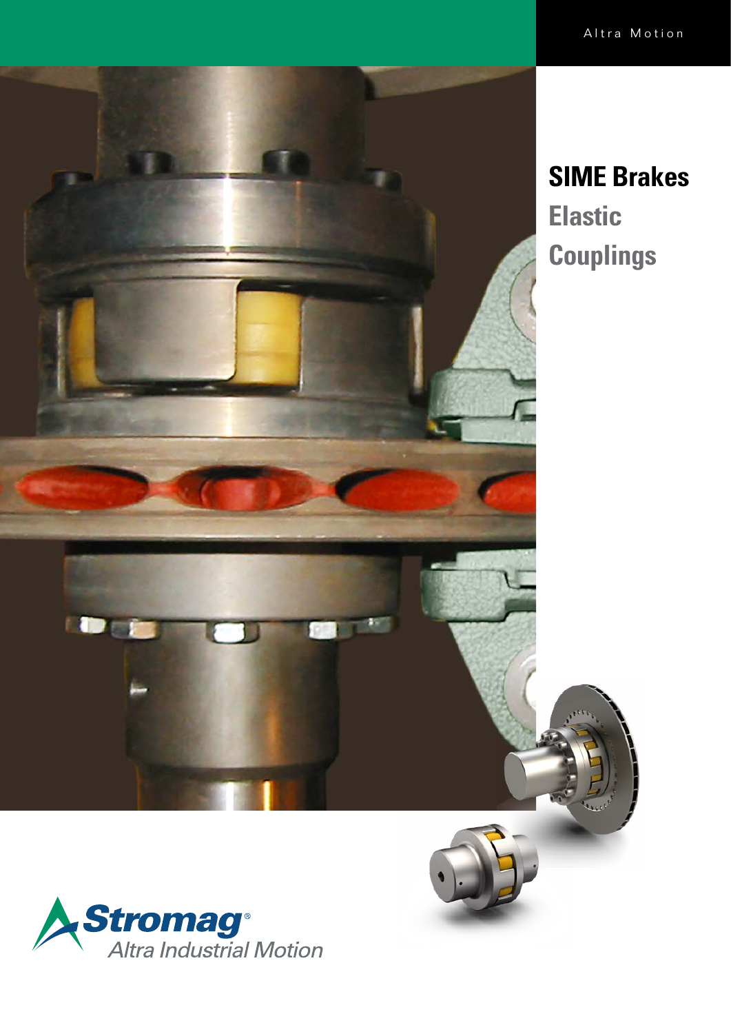Altra Motion

# SIME Brakes

## Elastic Couplings

Stromag®

Altra Industrial Motion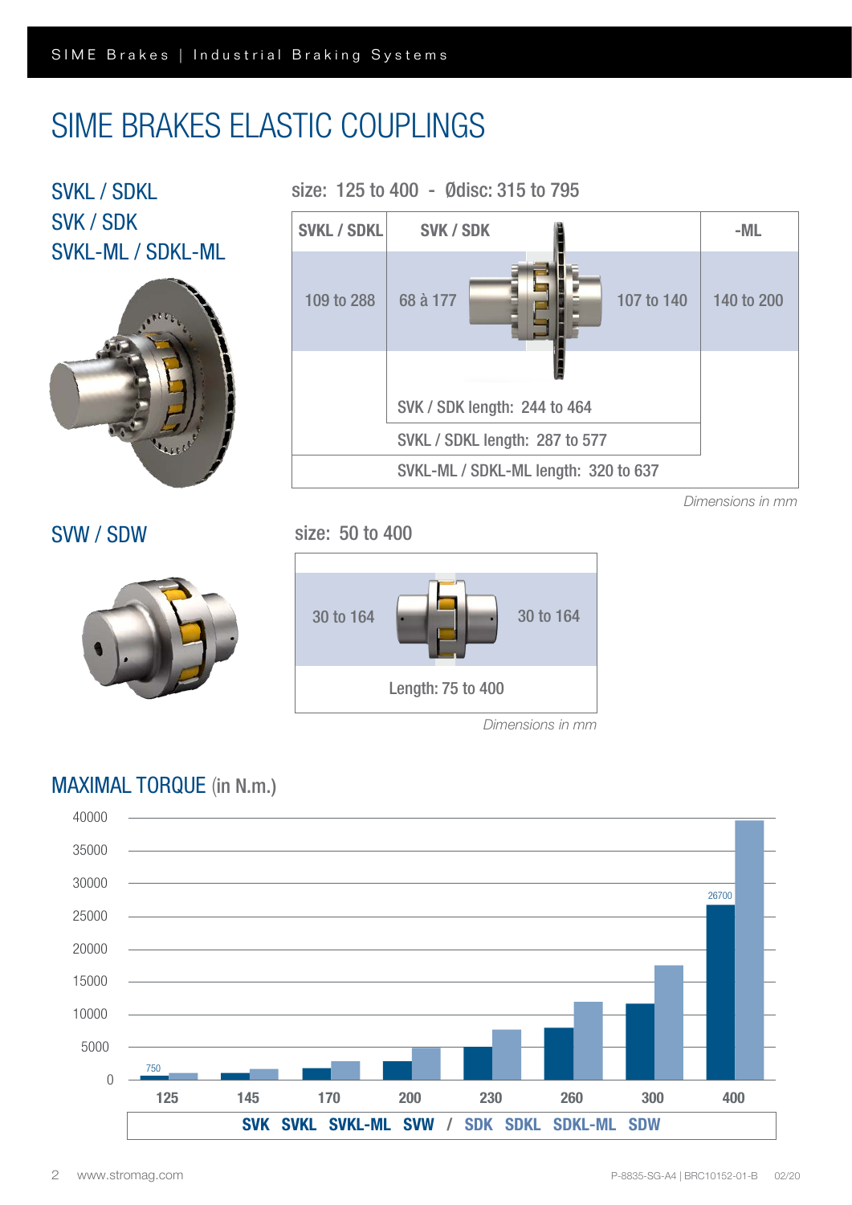# SIME BRAKES ELASTIC COUPLINGS

## SVKL / SDKL
## SVK / SDK
## SVKL-ML / SDKL-ML

size: 125 to 400 - Ødisc: 315 to 795

| SVKL / SDKL | SVK / SDK | | -ML |
|---|---|---|---|
| 109 to 288 | 68 à 177 | 107 to 140 | 140 to 200 |
| | SVK / SDK length: 244 to 464 | | |
| SVKL / SDKL length: 287 to 577 | | | |
| SVKL-ML / SDKL-ML length: 320 to 637 | | | |

*Dimensions in mm*

## SVW / SDW

size: 50 to 400

| 30 to 164 | 30 to 164 |
|---|---|
| Length: 75 to 400 | |

*Dimensions in mm*

## MAXIMAL TORQUE (in N.m.)

Sizes: 125, 145, 170, 200, 230, 260, 300, 400

Labelled values: 750 (size 125), 26700 (size 400)

Axis: 0 – 40000

**SVK SVKL SVKL-ML SVW** / **SDK SDKL SDKL-ML SDW**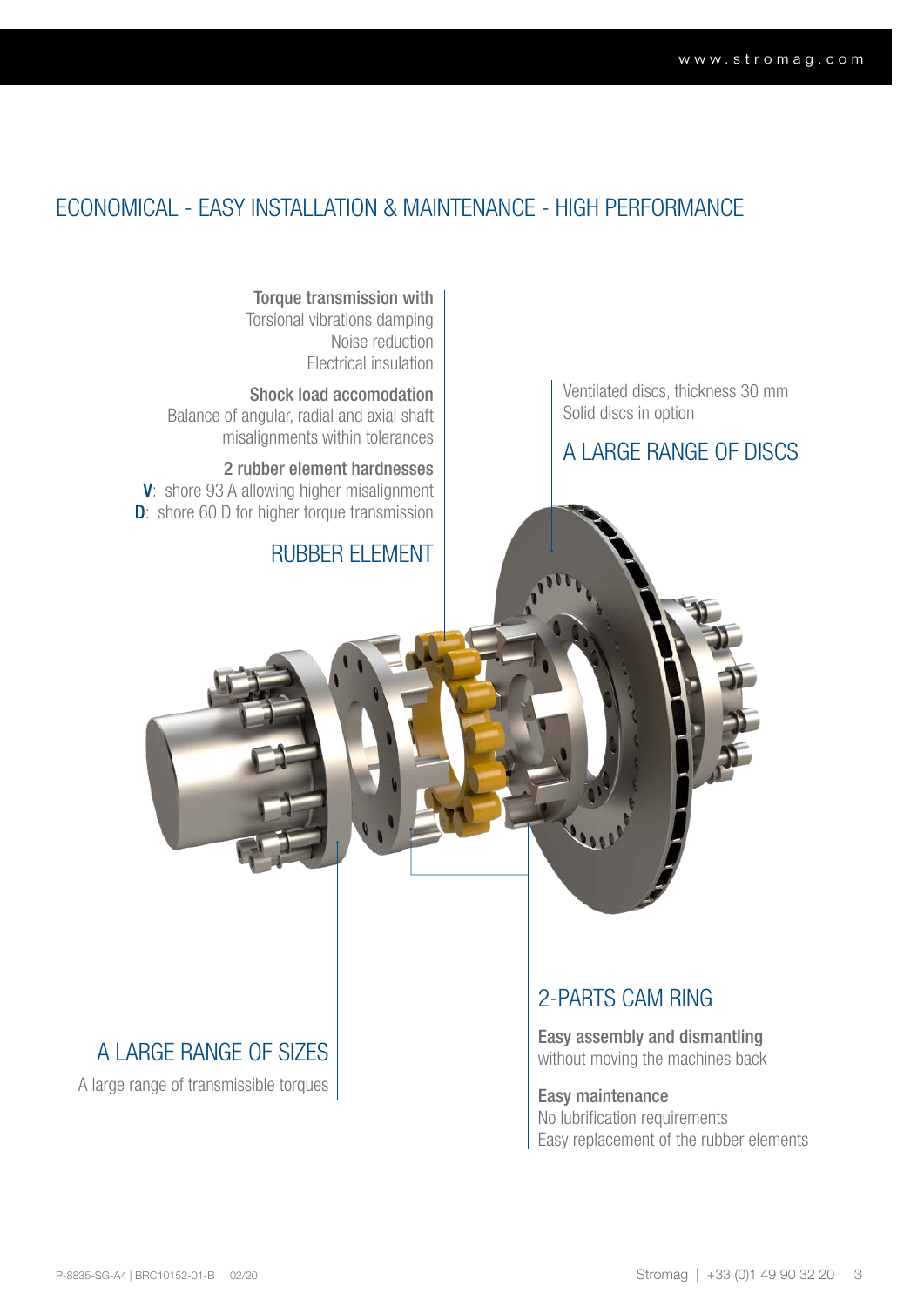# ECONOMICAL - EASY INSTALLATION & MAINTENANCE - HIGH PERFORMANCE

## RUBBER ELEMENT

**Torque transmission with**
Torsional vibrations damping
Noise reduction
Electrical insulation

**Shock load accomodation**
Balance of angular, radial and axial shaft misalignments within tolerances

**2 rubber element hardnesses**
**V**: shore 93 A allowing higher misalignment
**D**: shore 60 D for higher torque transmission

## A LARGE RANGE OF DISCS

Ventilated discs, thickness 30 mm
Solid discs in option

## A LARGE RANGE OF SIZES

A large range of transmissible torques

## 2-PARTS CAM RING

**Easy assembly and dismantling**
without moving the machines back

**Easy maintenance**
No lubrification requirements
Easy replacement of the rubber elements

P-8835-SG-A4 | BRC10152-01-B 02/20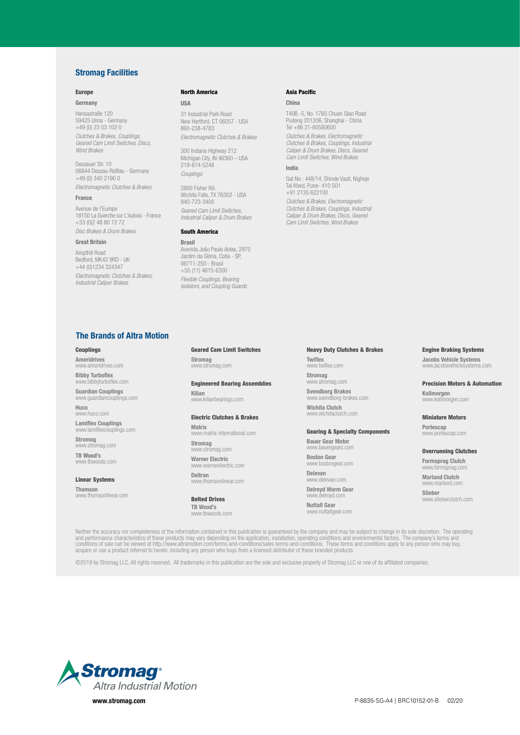## Stromag Facilities

### Europe

**Germany**

Hansastraße 120
59425 Unna - Germany
+49 (0) 23 03 102 0
*Clutches & Brakes, Couplings, Geared Cam Limit Switches, Discs, Wind Brakes*

Dessauer Str. 10
06844 Dessau-Roßlau - Germany
+49 (0) 340 2190 0
*Electromagnetic Clutches & Brakes*

**France**

Avenue de l'Europe
18150 La Guerche sur L'Aubois - France
+33 (0)2 48 80 72 72
*Disc Brakes & Drum Brakes*

**Great Britain**

Ampthill Road
Bedford, MK42 9RD - UK
+44 (0)1234 324347
*Electromagnetic Clutches & Brakes, Industrial Caliper Brakes*

### North America

**USA**

31 Industrial Park Road
New Hartford, CT 06057 - USA
860-238-4783
*Electromagnetic Clutches & Brakes*

300 Indiana Highway 212
Michigan City, IN 46360 – USA
219-874-5248
*Couplings*

2800 Fisher Rd.
Wichita Falls, TX 76302 - USA
940-723-3400
*Geared Cam Limit Switches, Industrial Caliper & Drum Brakes*

### South America

**Brasil**
Avenida João Paulo Ablas, 2970
Jardim da Glória, Cotia - SP,
06711-250 - Brasil
+55 (11) 4615-6300
*Flexible Couplings, Bearing Isolators, and Coupling Guards*

### Asia Pacific

**China**

T40B -5, No. 1765 Chuan Qiao Road
Pudong 201206, Shanghai - China
Tel +86 21-60580600
*Clutches & Brakes, Electromagnetic Clutches & Brakes, Couplings, Industrial Caliper & Drum Brakes, Discs, Geared Cam Limit Switches, Wind Brakes*

**India**

Gat No.: 448/14, Shinde Vasti, Nighoje
Tal Khed, Pune- 410 501
+91 2135 622100
*Clutches & Brakes, Electromagnetic Clutches & Brakes, Couplings, Industrial Caliper & Drum Brakes, Discs, Geared Cam Limit Switches, Wind Brakes*

## The Brands of Altra Motion

### Couplings

**Ameridrives**
www.ameridrives.com

**Bibby Turboflex**
www.bibbyturboflex.com

**Guardian Couplings**
www.guardiancouplings.com

**Huco**
www.huco.com

**Lamiflex Couplings**
www.lamiflexcouplings.com

**Stromag**
www.stromag.com

**TB Wood's**
www.tbwoods.com

### Linear Systems

**Thomson**
www.thomsonlinear.com

### Geared Cam Limit Switches

**Stromag**
www.stromag.com

### Engineered Bearing Assemblies

**Kilian**
www.kilianbearings.com

### Electric Clutches & Brakes

**Matrix**
www.matrix-international.com

**Stromag**
www.stromag.com

**Warner Electric**
www.warnerelectric.com

**Deltran**
www.thomsonlinear.com

### Belted Drives

**TB Wood's**
www.tbwoods.com

### Heavy Duty Clutches & Brakes

**Twiflex**
www.twiflex.com

**Stromag**
www.stromag.com

**Svendborg Brakes**
www.svendborg-brakes.com

**Wichita Clutch**
www.wichitaclutch.com

### Gearing & Specialty Components

**Bauer Gear Motor**
www.bauergears.com

**Boston Gear**
www.bostongear.com

**Delevan**
www.delevan.com

**Delroyd Worm Gear**
www.delroyd.com

**Nuttall Gear**
www.nuttallgear.com

### Engine Braking Systems

**Jacobs Vehicle Systems**
www.jacobsvehiclesystems.com

### Precision Motors & Automation

**Kollmorgen**
www.kollmorgen.com

### Miniature Motors

**Portescap**
www.portescap.com

### Overrunning Clutches

**Formsprag Clutch**
www.formsprag.com

**Marland Clutch**
www.marland.com

**Stieber**
www.stieberclutch.com

Neither the accuracy nor completeness of the information contained in this publication is guaranteed by the company and may be subject to change in its sole discretion. The operating and performance characteristics of these products may vary depending on the application, installation, operating conditions and environmental factors. The company's terms and conditions of sale can be viewed at http://www.altramotion.com/terms-and-conditions/sales-terms-and-conditions. These terms and conditions apply to any person who may buy, acquire or use a product referred to herein, including any person who buys from a licensed distributor of these branded products.

©2019 by Stromag LLC. All rights reserved. All trademarks in this publication are the sole and exclusive property of Stromag LLC or one of its affiliated companies.

Stromag®
Altra Industrial Motion

**www.stromag.com**

P-8835-SG-A4 | BRC10152-01-B 02/20